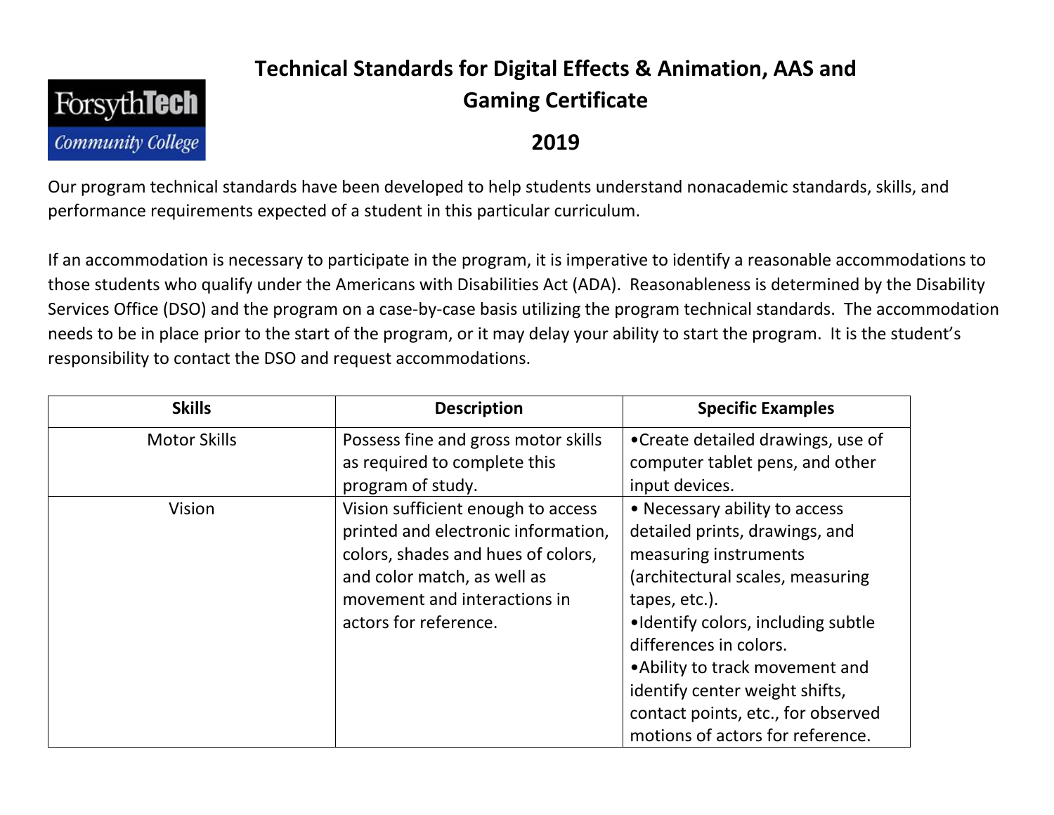# Technical Standards for Digital Effects & Animation, AAS and Gaming Certificate

## 2019

ForsythTech Community College

Our program technical standards have been developed to help students understand nonacademic standards, skills, and performance requirements expected of a student in this particular curriculum.

If an accommodation is necessary to participate in the program, it is imperative to identify a reasonable accommodations to those students who qualify under the Americans with Disabilities Act (ADA). Reasonableness is determined by the Disability Services Office (DSO) and the program on a case-by-case basis utilizing the program technical standards. The accommodation needs to be in place prior to the start of the program, or it may delay your ability to start the program. It is the student's responsibility to contact the DSO and request accommodations.

| Skills | Description | Specific Examples |
|---|---|---|
| Motor Skills | Possess fine and gross motor skills as required to complete this program of study. | •Create detailed drawings, use of computer tablet pens, and other input devices. |
| Vision | Vision sufficient enough to access printed and electronic information, colors, shades and hues of colors, and color match, as well as movement and interactions in actors for reference. | • Necessary ability to access detailed prints, drawings, and measuring instruments (architectural scales, measuring tapes, etc.).<br>•Identify colors, including subtle differences in colors.<br>•Ability to track movement and identify center weight shifts, contact points, etc., for observed motions of actors for reference. |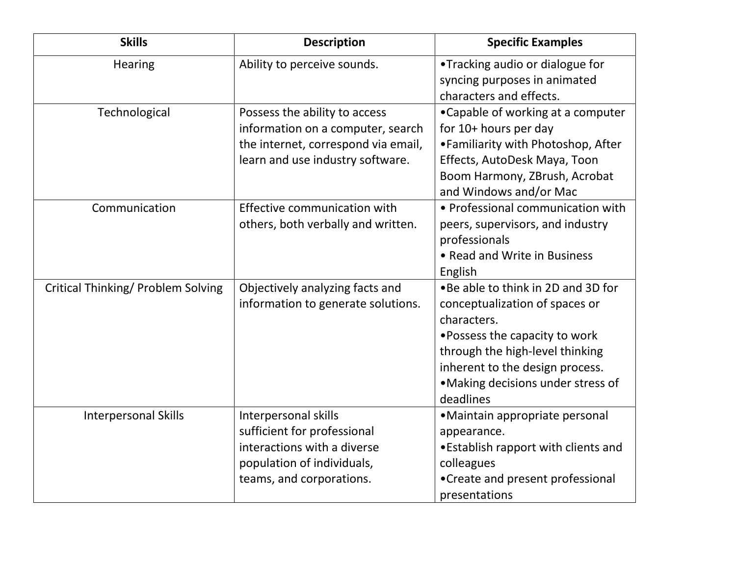| Skills | Description | Specific Examples |
| --- | --- | --- |
| Hearing | Ability to perceive sounds. | •Tracking audio or dialogue for syncing purposes in animated characters and effects. |
| Technological | Possess the ability to access information on a computer, search the internet, correspond via email, learn and use industry software. | •Capable of working at a computer for 10+ hours per day<br>•Familiarity with Photoshop, After Effects, AutoDesk Maya, Toon Boom Harmony, ZBrush, Acrobat and Windows and/or Mac |
| Communication | Effective communication with others, both verbally and written. | • Professional communication with peers, supervisors, and industry professionals<br>• Read and Write in Business English |
| Critical Thinking/ Problem Solving | Objectively analyzing facts and information to generate solutions. | •Be able to think in 2D and 3D for conceptualization of spaces or characters.<br>•Possess the capacity to work through the high-level thinking inherent to the design process.<br>•Making decisions under stress of deadlines |
| Interpersonal Skills | Interpersonal skills sufficient for professional interactions with a diverse population of individuals, teams, and corporations. | •Maintain appropriate personal appearance.<br>•Establish rapport with clients and colleagues<br>•Create and present professional presentations |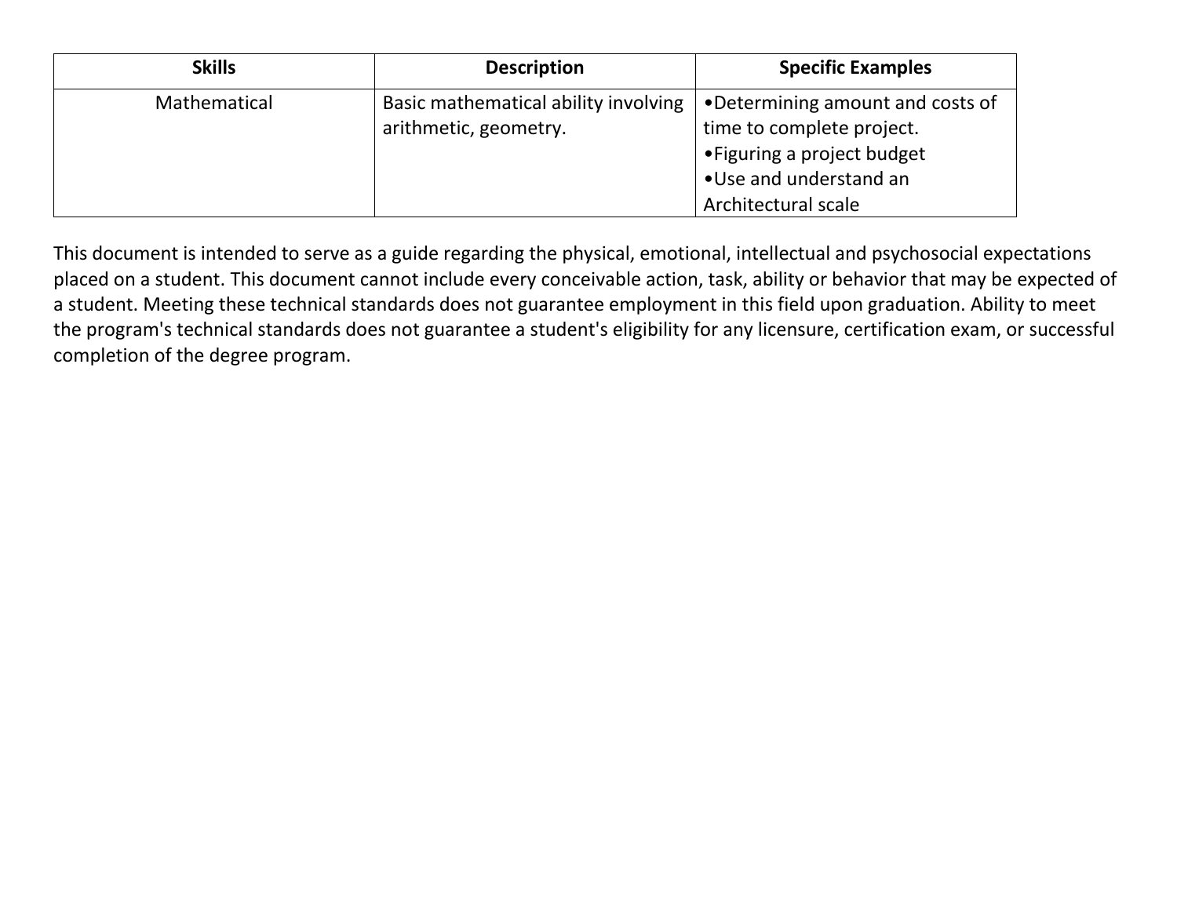| Skills | Description | Specific Examples |
| --- | --- | --- |
| Mathematical | Basic mathematical ability involving arithmetic, geometry. | •Determining amount and costs of time to complete project.<br>•Figuring a project budget<br>•Use and understand an Architectural scale |

This document is intended to serve as a guide regarding the physical, emotional, intellectual and psychosocial expectations placed on a student. This document cannot include every conceivable action, task, ability or behavior that may be expected of a student. Meeting these technical standards does not guarantee employment in this field upon graduation. Ability to meet the program's technical standards does not guarantee a student's eligibility for any licensure, certification exam, or successful completion of the degree program.